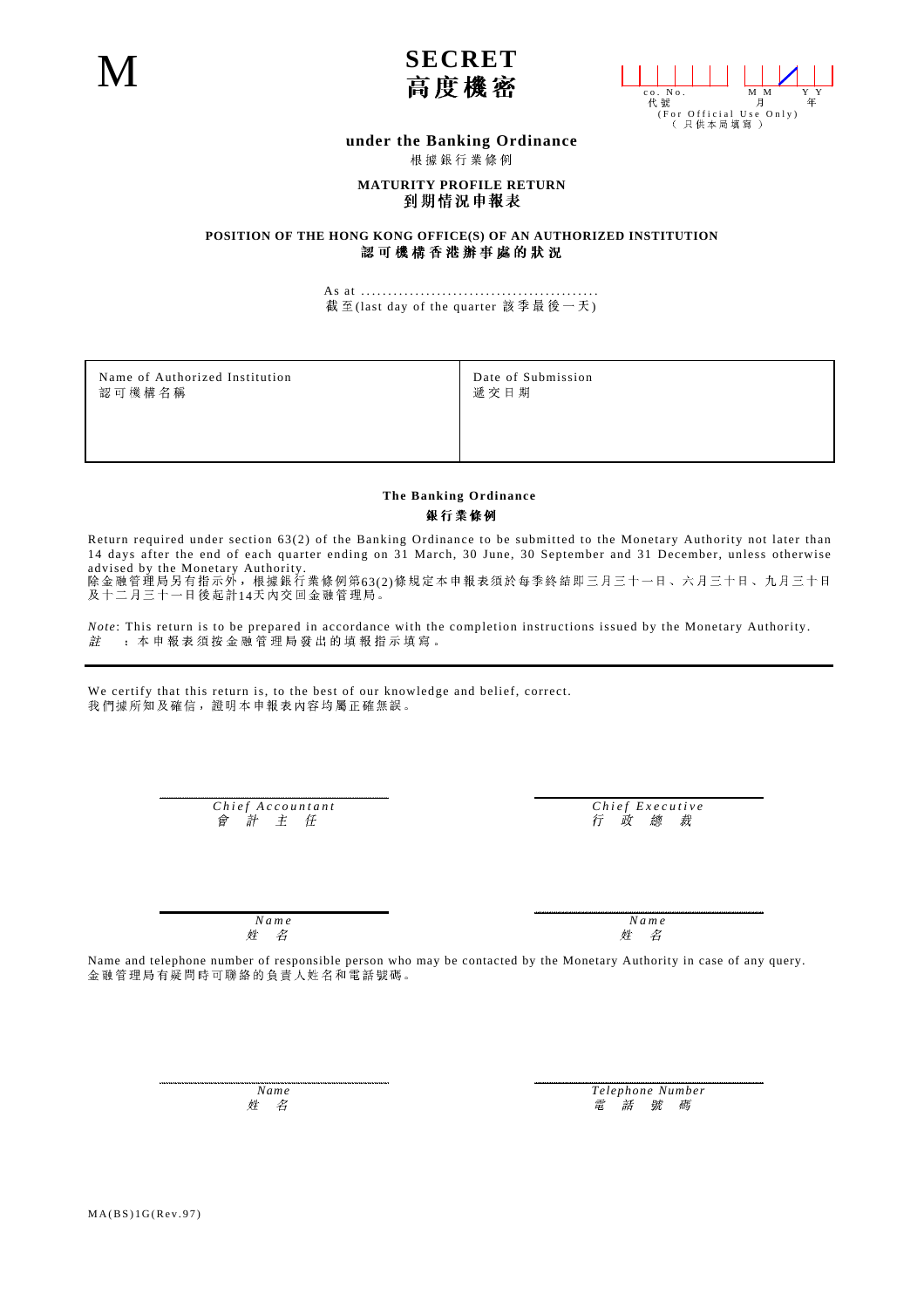M

**SECRET**
**高度機密**

| co. No. 代號 | M M 月 / Y Y 年 |
|---|---|
| (For Official Use Only) ( 只供本局填寫 ) | |

**under the Banking Ordinance**
根據銀行業條例

**MATURITY PROFILE RETURN**
**到期情況申報表**

**POSITION OF THE HONG KONG OFFICE(S) OF AN AUTHORIZED INSTITUTION**
**認可機構香港辦事處的狀況**

As at ............................................
截至(last day of the quarter 該季最後一天)

| Name of Authorized Institution 認可機構名稱 | Date of Submission 遞交日期 |
|---|---|
| | |

**The Banking Ordinance**
**銀行業條例**

Return required under section 63(2) of the Banking Ordinance to be submitted to the Monetary Authority not later than 14 days after the end of each quarter ending on 31 March, 30 June, 30 September and 31 December, unless otherwise advised by the Monetary Authority.
除金融管理局另有指示外，根據銀行業條例第63(2)條規定本申報表須於每季終結即三月三十一日、六月三十日、九月三十日及十二月三十一日後起計14天內交回金融管理局。

*Note*: This return is to be prepared in accordance with the completion instructions issued by the Monetary Authority.
*註* ：本申報表須按金融管理局發出的填報指示填寫。

We certify that this return is, to the best of our knowledge and belief, correct.
我們據所知及確信，證明本申報表內容均屬正確無誤。

| *Chief Accountant* *會計主任* | *Chief Executive* *行政總裁* |
|---|---|
| *Name* *姓名* | *Name* *姓名* |

Name and telephone number of responsible person who may be contacted by the Monetary Authority in case of any query.
金融管理局有疑問時可聯絡的負責人姓名和電話號碼。

| *Name* *姓名* | *Telephone Number* *電話號碼* |
|---|---|

MA(BS)1G(Rev.97)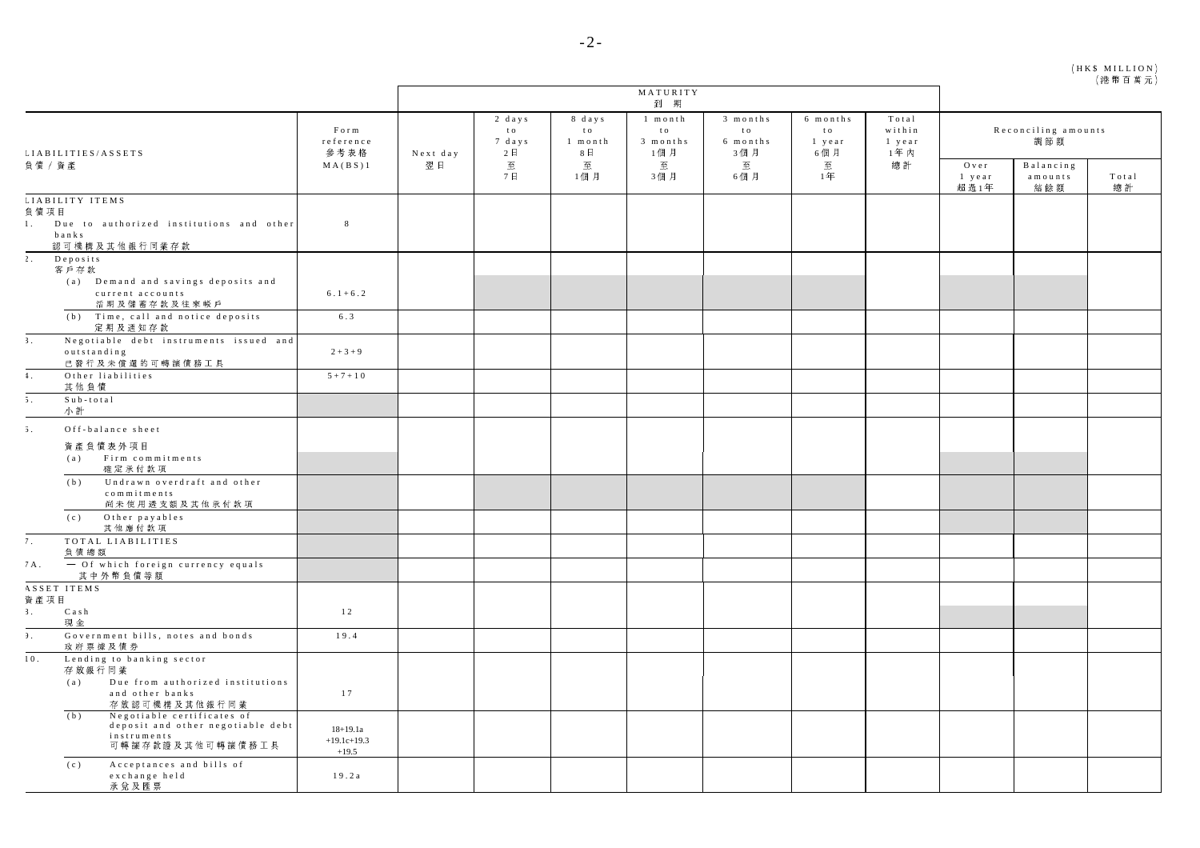(HK$ MILLION)
(港幣百萬元)

| LIABILITIES/ASSETS 負債 / 資產 | Form reference 參考表格 MA(BS)1 | MATURITY 到期 Next day 翌日 | 2 days to 7 days 2日至7日 | 8 days to 1 month 8日至1個月 | 1 month to 3 months 1個月至3個月 | 3 months to 6 months 3個月至6個月 | 6 months to 1 year 6個月至1年 | Total within 1 year 1年內總計 | Reconciling amounts 調節額 Over 1 year 超逾1年 | Balancing amounts 結餘額 | Total 總計 |
|---|---|---|---|---|---|---|---|---|---|---|---|
| LIABILITY ITEMS 負債項目 | | | | | | | | | | | |
| 1. Due to authorized institutions and other banks 認可機構及其他銀行同業存款 | 8 | | | | | | | | | | |
| 2. Deposits 客戶存款 | | | | | | | | | | | |
| (a) Demand and savings deposits and current accounts 活期及儲蓄存款及往來帳戶 | 6.1+6.2 | | | | | | | | | | |
| (b) Time, call and notice deposits 定期及通知存款 | 6.3 | | | | | | | | | | |
| 3. Negotiable debt instruments issued and outstanding 已發行及未償還的可轉讓債務工具 | 2+3+9 | | | | | | | | | | |
| 4. Other liabilities 其他負債 | 5+7+10 | | | | | | | | | | |
| 5. Sub-total 小計 | | | | | | | | | | | |
| 6. Off-balance sheet 資產負債表外項目 | | | | | | | | | | | |
| (a) Firm commitments 確定承付款項 | | | | | | | | | | | |
| (b) Undrawn overdraft and other commitments 尚未使用透支額及其他承付款項 | | | | | | | | | | | |
| (c) Other payables 其他應付款項 | | | | | | | | | | | |
| 7. TOTAL LIABILITIES 負債總額 | | | | | | | | | | | |
| 7A. — Of which foreign currency equals 其中外幣負債等額 | | | | | | | | | | | |
| ASSET ITEMS 資產項目 | | | | | | | | | | | |
| 8. Cash 現金 | 12 | | | | | | | | | | |
| 9. Government bills, notes and bonds 政府票據及債券 | 19.4 | | | | | | | | | | |
| 10. Lending to banking sector 存放銀行同業 | | | | | | | | | | | |
| (a) Due from authorized institutions and other banks 存放認可機構及其他銀行同業 | 17 | | | | | | | | | | |
| (b) Negotiable certificates of deposit and other negotiable debt instruments 可轉讓存款證及其他可轉讓債務工具 | 18+19.1a +19.1c+19.3 +19.5 | | | | | | | | | | |
| (c) Acceptances and bills of exchange held 承兌及匯票 | 19.2a | | | | | | | | | | |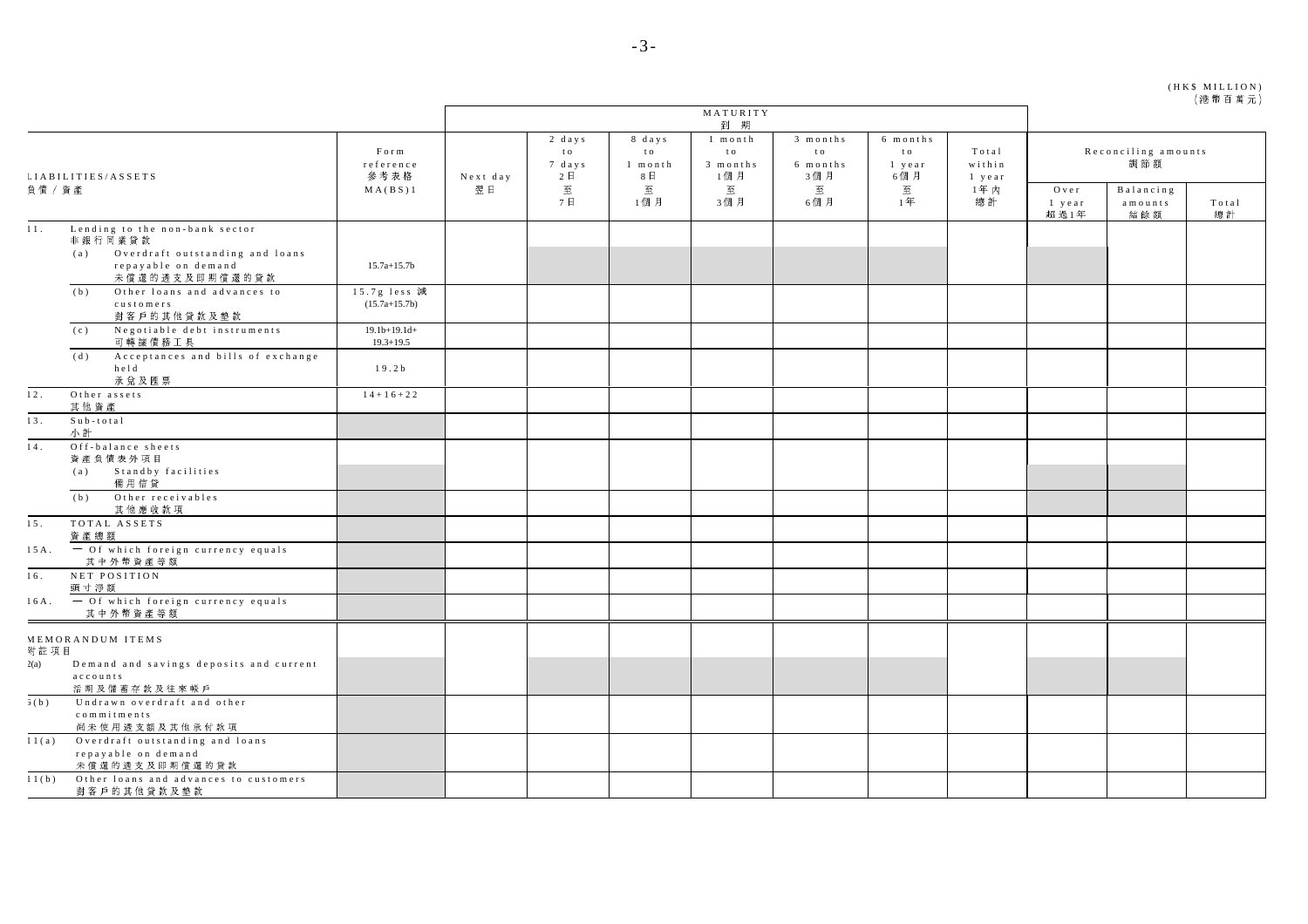(HK$ MILLION)
(港幣百萬元)

| LIABILITIES/ASSETS 負債 / 資產 | | Form reference 參考表格 MA(BS)1 | Next day 翌日 | 2 days to 7 days 2日 至 7日 | 8 days to 1 month 8日 至 1個月 | 1 month to 3 months 1個月 至 3個月 | 3 months to 6 months 3個月 至 6個月 | 6 months to 1 year 6個月 至 1年 | Total within 1 year 1年內 總計 | Reconciling amounts 調節額 Over 1 year 超過1年 | Balancing amounts 結餘額 | Total 總計 |
|---|---|---|---|---|---|---|---|---|---|---|---|---|
| 11. | Lending to the non-bank sector 非銀行同業貸款 | | | | | | | | | | | |
| | (a) Overdraft outstanding and loans repayable on demand 未償還的透支及即期償還的貸款 | 15.7a+15.7b | | | | | | | | | | |
| | (b) Other loans and advances to customers 對客戶的其他貸款及墊款 | 15.7g less 減 (15.7a+15.7b) | | | | | | | | | | |
| | (c) Negotiable debt instruments 可轉讓債務工具 | 19.1b+19.1d+ 19.3+19.5 | | | | | | | | | | |
| | (d) Acceptances and bills of exchange held 承兌及匯票 | 19.2b | | | | | | | | | | |
| 12. | Other assets 其他資產 | 14+16+22 | | | | | | | | | | |
| 13. | Sub-total 小計 | | | | | | | | | | | |
| 14. | Off-balance sheets 資產負債表外項目 | | | | | | | | | | | |
| | (a) Standby facilities 備用信貸 | | | | | | | | | | | |
| | (b) Other receivables 其他應收款項 | | | | | | | | | | | |
| 15. | TOTAL ASSETS 資產總額 | | | | | | | | | | | |
| 15A. | — Of which foreign currency equals 其中外幣資產等額 | | | | | | | | | | | |
| 16. | NET POSITION 頭寸淨額 | | | | | | | | | | | |
| 16A. | — Of which foreign currency equals 其中外幣資產等額 | | | | | | | | | | | |
| MEMORANDUM ITEMS 附註項目 | | | | | | | | | | | | |
| 2(a) | Demand and savings deposits and current accounts 活期及儲蓄存款及往來帳戶 | | | | | | | | | | | |
| 5(b) | Undrawn overdraft and other commitments 尚未使用透支額及其他承付款項 | | | | | | | | | | | |
| 11(a) | Overdraft outstanding and loans repayable on demand 未償還的透支及即期償還的貸款 | | | | | | | | | | | |
| 11(b) | Other loans and advances to customers 對客戶的其他貸款及墊款 | | | | | | | | | | | |